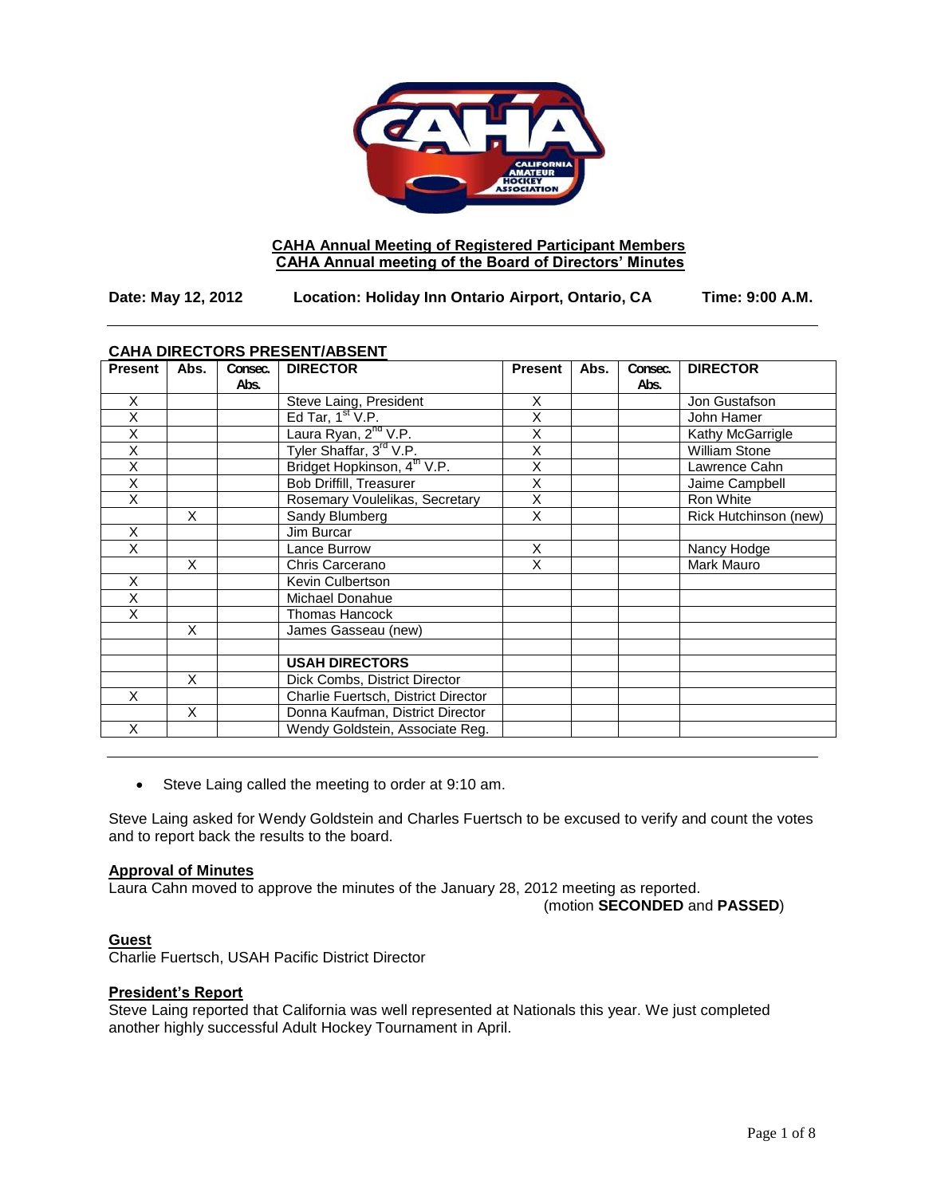**CAHA Annual Meeting of Registered Participant Members**
**CAHA Annual meeting of the Board of Directors' Minutes**

**Date: May 12, 2012 Location: Holiday Inn Ontario Airport, Ontario, CA Time: 9:00 A.M.**

## CAHA DIRECTORS PRESENT/ABSENT

| Present | Abs. | Consec. Abs. | DIRECTOR | Present | Abs. | Consec. Abs. | DIRECTOR |
|---|---|---|---|---|---|---|---|
| X | | | Steve Laing, President | X | | | Jon Gustafson |
| X | | | Ed Tar, 1st V.P. | X | | | John Hamer |
| X | | | Laura Ryan, 2nd V.P. | X | | | Kathy McGarrigle |
| X | | | Tyler Shaffar, 3rd V.P. | X | | | William Stone |
| X | | | Bridget Hopkinson, 4th V.P. | X | | | Lawrence Cahn |
| X | | | Bob Driffill, Treasurer | X | | | Jaime Campbell |
| X | | | Rosemary Voulelikas, Secretary | X | | | Ron White |
| | X | | Sandy Blumberg | X | | | Rick Hutchinson (new) |
| X | | | Jim Burcar | | | | |
| X | | | Lance Burrow | X | | | Nancy Hodge |
| | X | | Chris Carcerano | X | | | Mark Mauro |
| X | | | Kevin Culbertson | | | | |
| X | | | Michael Donahue | | | | |
| X | | | Thomas Hancock | | | | |
| | X | | James Gasseau (new) | | | | |
| | | | | | | | |
| | | | **USAH DIRECTORS** | | | | |
| | X | | Dick Combs, District Director | | | | |
| X | | | Charlie Fuertsch, District Director | | | | |
| | X | | Donna Kaufman, District Director | | | | |
| X | | | Wendy Goldstein, Associate Reg. | | | | |

- Steve Laing called the meeting to order at 9:10 am.

Steve Laing asked for Wendy Goldstein and Charles Fuertsch to be excused to verify and count the votes and to report back the results to the board.

### Approval of Minutes

Laura Cahn moved to approve the minutes of the January 28, 2012 meeting as reported.
(motion **SECONDED** and **PASSED**)

### Guest

Charlie Fuertsch, USAH Pacific District Director

### President's Report

Steve Laing reported that California was well represented at Nationals this year. We just completed another highly successful Adult Hockey Tournament in April.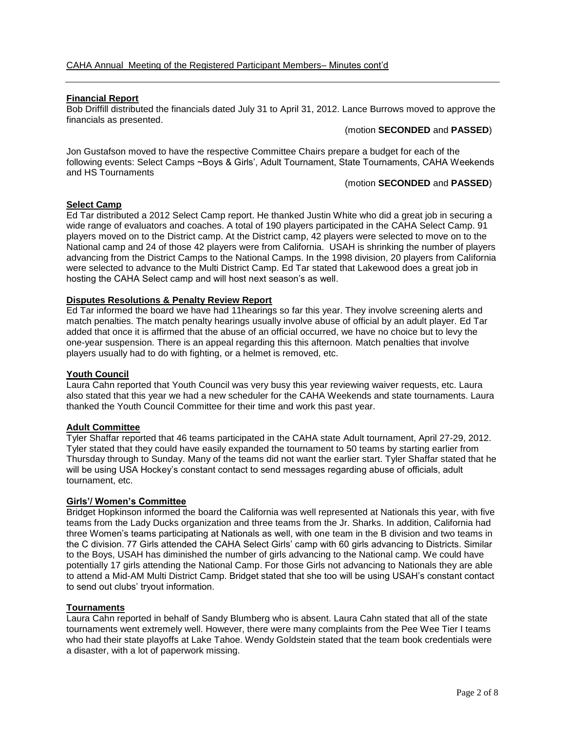CAHA Annual Meeting of the Registered Participant Members– Minutes cont'd

**Financial Report**

Bob Driffill distributed the financials dated July 31 to April 31, 2012. Lance Burrows moved to approve the financials as presented.

(motion **SECONDED** and **PASSED**)

Jon Gustafson moved to have the respective Committee Chairs prepare a budget for each of the following events: Select Camps ~Boys & Girls', Adult Tournament, State Tournaments, CAHA Weekends and HS Tournaments

(motion **SECONDED** and **PASSED**)

**Select Camp**

Ed Tar distributed a 2012 Select Camp report. He thanked Justin White who did a great job in securing a wide range of evaluators and coaches. A total of 190 players participated in the CAHA Select Camp. 91 players moved on to the District camp. At the District camp, 42 players were selected to move on to the National camp and 24 of those 42 players were from California. USAH is shrinking the number of players advancing from the District Camps to the National Camps. In the 1998 division, 20 players from California were selected to advance to the Multi District Camp. Ed Tar stated that Lakewood does a great job in hosting the CAHA Select camp and will host next season's as well.

**Disputes Resolutions & Penalty Review Report**

Ed Tar informed the board we have had 11hearings so far this year. They involve screening alerts and match penalties. The match penalty hearings usually involve abuse of official by an adult player. Ed Tar added that once it is affirmed that the abuse of an official occurred, we have no choice but to levy the one-year suspension. There is an appeal regarding this this afternoon. Match penalties that involve players usually had to do with fighting, or a helmet is removed, etc.

**Youth Council**

Laura Cahn reported that Youth Council was very busy this year reviewing waiver requests, etc. Laura also stated that this year we had a new scheduler for the CAHA Weekends and state tournaments. Laura thanked the Youth Council Committee for their time and work this past year.

**Adult Committee**

Tyler Shaffar reported that 46 teams participated in the CAHA state Adult tournament, April 27-29, 2012. Tyler stated that they could have easily expanded the tournament to 50 teams by starting earlier from Thursday through to Sunday. Many of the teams did not want the earlier start. Tyler Shaffar stated that he will be using USA Hockey's constant contact to send messages regarding abuse of officials, adult tournament, etc.

**Girls'/ Women's Committee**

Bridget Hopkinson informed the board the California was well represented at Nationals this year, with five teams from the Lady Ducks organization and three teams from the Jr. Sharks. In addition, California had three Women's teams participating at Nationals as well, with one team in the B division and two teams in the C division. 77 Girls attended the CAHA Select Girls' camp with 60 girls advancing to Districts. Similar to the Boys, USAH has diminished the number of girls advancing to the National camp. We could have potentially 17 girls attending the National Camp. For those Girls not advancing to Nationals they are able to attend a Mid-AM Multi District Camp. Bridget stated that she too will be using USAH's constant contact to send out clubs' tryout information.

**Tournaments**

Laura Cahn reported in behalf of Sandy Blumberg who is absent. Laura Cahn stated that all of the state tournaments went extremely well. However, there were many complaints from the Pee Wee Tier I teams who had their state playoffs at Lake Tahoe. Wendy Goldstein stated that the team book credentials were a disaster, with a lot of paperwork missing.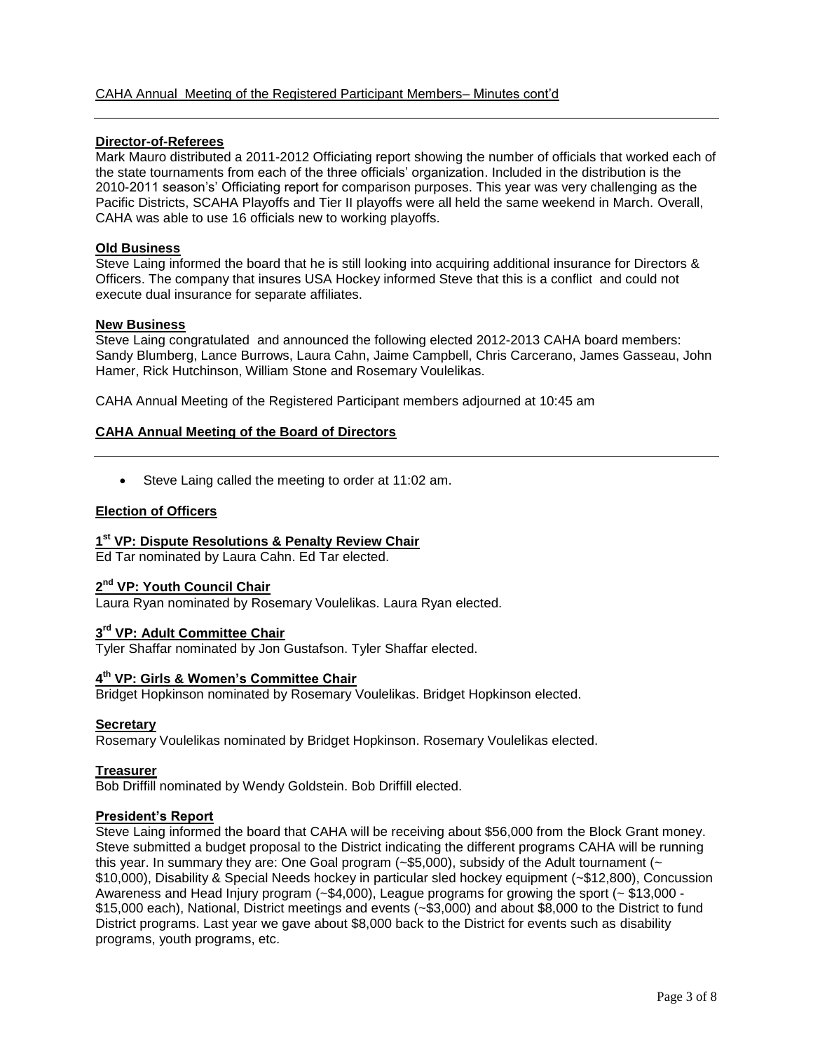CAHA Annual Meeting of the Registered Participant Members– Minutes cont'd

### Director-of-Referees

Mark Mauro distributed a 2011-2012 Officiating report showing the number of officials that worked each of the state tournaments from each of the three officials' organization. Included in the distribution is the 2010-2011 season's' Officiating report for comparison purposes. This year was very challenging as the Pacific Districts, SCAHA Playoffs and Tier II playoffs were all held the same weekend in March. Overall, CAHA was able to use 16 officials new to working playoffs.

### Old Business

Steve Laing informed the board that he is still looking into acquiring additional insurance for Directors & Officers. The company that insures USA Hockey informed Steve that this is a conflict and could not execute dual insurance for separate affiliates.

### New Business

Steve Laing congratulated and announced the following elected 2012-2013 CAHA board members: Sandy Blumberg, Lance Burrows, Laura Cahn, Jaime Campbell, Chris Carcerano, James Gasseau, John Hamer, Rick Hutchinson, William Stone and Rosemary Voulelikas.

CAHA Annual Meeting of the Registered Participant members adjourned at 10:45 am

## CAHA Annual Meeting of the Board of Directors

- Steve Laing called the meeting to order at 11:02 am.

### Election of Officers

#### 1st VP: Dispute Resolutions & Penalty Review Chair

Ed Tar nominated by Laura Cahn. Ed Tar elected.

#### 2nd VP: Youth Council Chair

Laura Ryan nominated by Rosemary Voulelikas. Laura Ryan elected.

#### 3rd VP: Adult Committee Chair

Tyler Shaffar nominated by Jon Gustafson. Tyler Shaffar elected.

#### 4th VP: Girls & Women's Committee Chair

Bridget Hopkinson nominated by Rosemary Voulelikas. Bridget Hopkinson elected.

#### Secretary

Rosemary Voulelikas nominated by Bridget Hopkinson. Rosemary Voulelikas elected.

#### Treasurer

Bob Driffill nominated by Wendy Goldstein. Bob Driffill elected.

### President's Report

Steve Laing informed the board that CAHA will be receiving about $56,000 from the Block Grant money. Steve submitted a budget proposal to the District indicating the different programs CAHA will be running this year. In summary they are: One Goal program (~$5,000), subsidy of the Adult tournament (~ $10,000), Disability & Special Needs hockey in particular sled hockey equipment (~$12,800), Concussion Awareness and Head Injury program (~$4,000), League programs for growing the sport (~ $13,000 - $15,000 each), National, District meetings and events (~$3,000) and about $8,000 to the District to fund District programs. Last year we gave about $8,000 back to the District for events such as disability programs, youth programs, etc.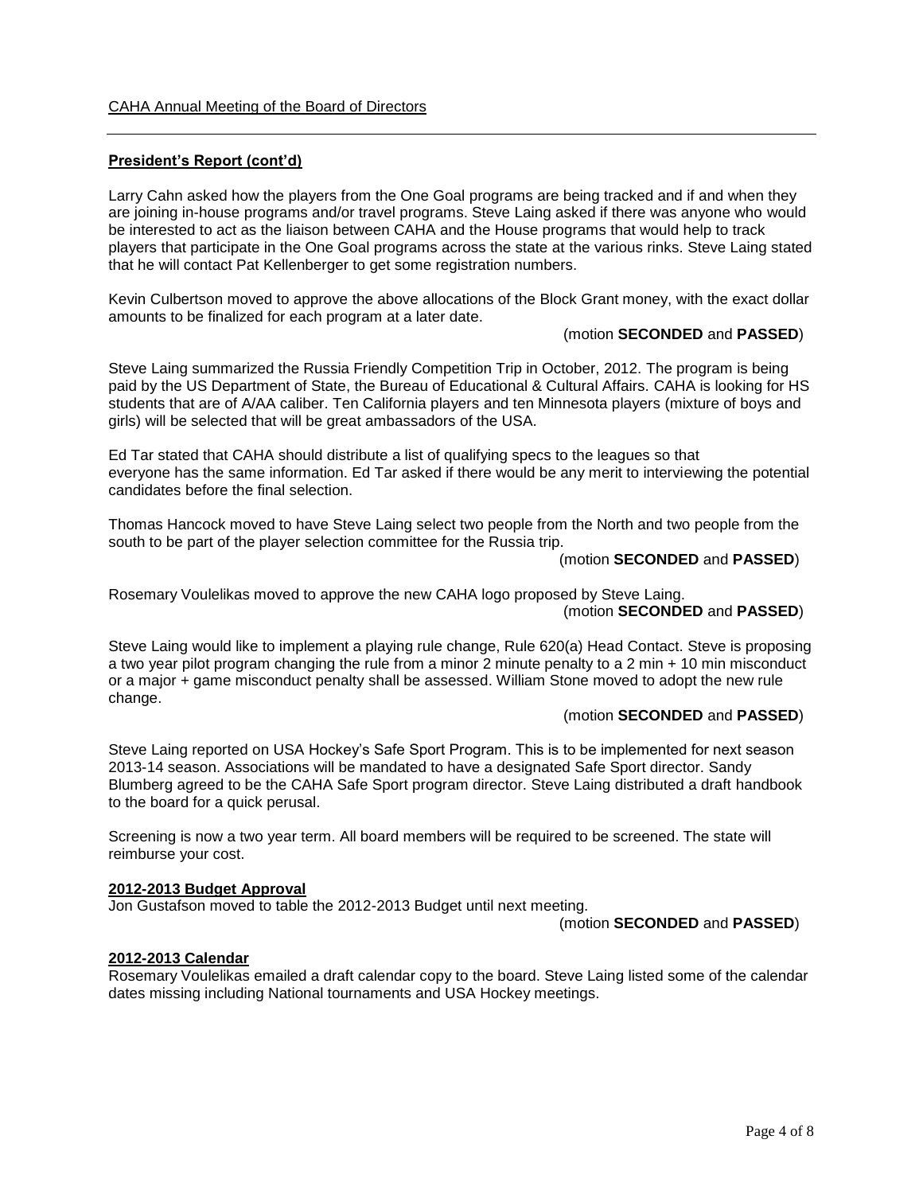CAHA Annual Meeting of the Board of Directors

**President's Report (cont'd)**

Larry Cahn asked how the players from the One Goal programs are being tracked and if and when they are joining in-house programs and/or travel programs. Steve Laing asked if there was anyone who would be interested to act as the liaison between CAHA and the House programs that would help to track players that participate in the One Goal programs across the state at the various rinks. Steve Laing stated that he will contact Pat Kellenberger to get some registration numbers.

Kevin Culbertson moved to approve the above allocations of the Block Grant money, with the exact dollar amounts to be finalized for each program at a later date.

(motion **SECONDED** and **PASSED**)

Steve Laing summarized the Russia Friendly Competition Trip in October, 2012. The program is being paid by the US Department of State, the Bureau of Educational & Cultural Affairs. CAHA is looking for HS students that are of A/AA caliber. Ten California players and ten Minnesota players (mixture of boys and girls) will be selected that will be great ambassadors of the USA.

Ed Tar stated that CAHA should distribute a list of qualifying specs to the leagues so that everyone has the same information. Ed Tar asked if there would be any merit to interviewing the potential candidates before the final selection.

Thomas Hancock moved to have Steve Laing select two people from the North and two people from the south to be part of the player selection committee for the Russia trip.

(motion **SECONDED** and **PASSED**)

Rosemary Voulelikas moved to approve the new CAHA logo proposed by Steve Laing.

(motion **SECONDED** and **PASSED**)

Steve Laing would like to implement a playing rule change, Rule 620(a) Head Contact. Steve is proposing a two year pilot program changing the rule from a minor 2 minute penalty to a 2 min + 10 min misconduct or a major + game misconduct penalty shall be assessed. William Stone moved to adopt the new rule change.

(motion **SECONDED** and **PASSED**)

Steve Laing reported on USA Hockey's Safe Sport Program. This is to be implemented for next season 2013-14 season. Associations will be mandated to have a designated Safe Sport director. Sandy Blumberg agreed to be the CAHA Safe Sport program director. Steve Laing distributed a draft handbook to the board for a quick perusal.

Screening is now a two year term. All board members will be required to be screened. The state will reimburse your cost.

**2012-2013 Budget Approval**

Jon Gustafson moved to table the 2012-2013 Budget until next meeting.

(motion **SECONDED** and **PASSED**)

**2012-2013 Calendar**

Rosemary Voulelikas emailed a draft calendar copy to the board. Steve Laing listed some of the calendar dates missing including National tournaments and USA Hockey meetings.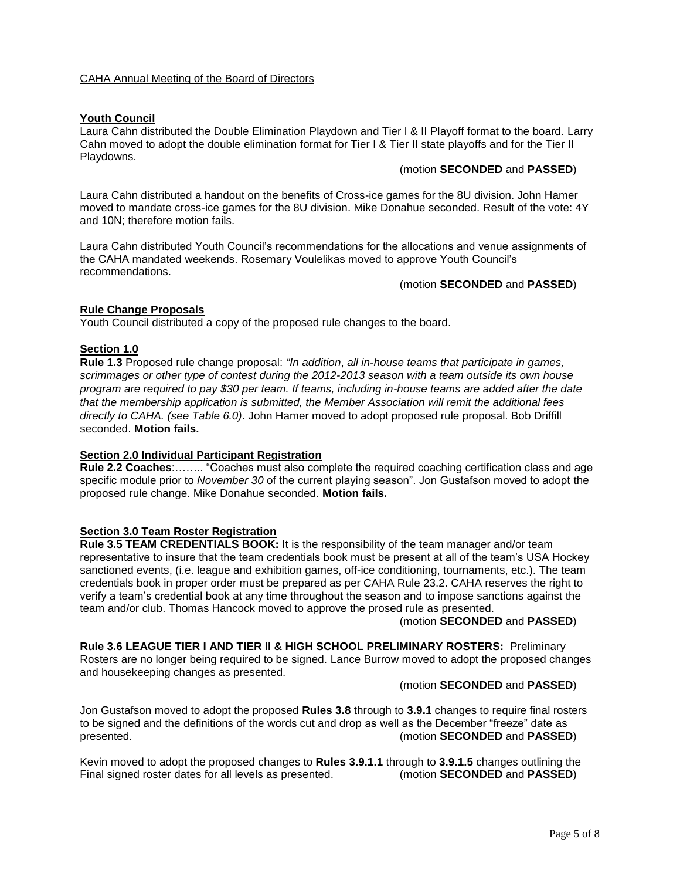CAHA Annual Meeting of the Board of Directors

## Youth Council

Laura Cahn distributed the Double Elimination Playdown and Tier I & II Playoff format to the board. Larry Cahn moved to adopt the double elimination format for Tier I & Tier II state playoffs and for the Tier II Playdowns.

(motion **SECONDED** and **PASSED**)

Laura Cahn distributed a handout on the benefits of Cross-ice games for the 8U division. John Hamer moved to mandate cross-ice games for the 8U division. Mike Donahue seconded. Result of the vote: 4Y and 10N; therefore motion fails.

Laura Cahn distributed Youth Council's recommendations for the allocations and venue assignments of the CAHA mandated weekends. Rosemary Voulelikas moved to approve Youth Council's recommendations.

(motion **SECONDED** and **PASSED**)

## Rule Change Proposals

Youth Council distributed a copy of the proposed rule changes to the board.

### Section 1.0

**Rule 1.3** Proposed rule change proposal: *"In addition, all in-house teams that participate in games, scrimmages or other type of contest during the 2012-2013 season with a team outside its own house program are required to pay $30 per team. If teams, including in-house teams are added after the date that the membership application is submitted, the Member Association will remit the additional fees directly to CAHA. (see Table 6.0)*. John Hamer moved to adopt proposed rule proposal. Bob Driffill seconded. **Motion fails.**

### Section 2.0 Individual Participant Registration

**Rule 2.2 Coaches**:…….. "Coaches must also complete the required coaching certification class and age specific module prior to *November 30* of the current playing season". Jon Gustafson moved to adopt the proposed rule change. Mike Donahue seconded. **Motion fails.**

### Section 3.0 Team Roster Registration

**Rule 3.5 TEAM CREDENTIALS BOOK:** It is the responsibility of the team manager and/or team representative to insure that the team credentials book must be present at all of the team's USA Hockey sanctioned events, (i.e. league and exhibition games, off-ice conditioning, tournaments, etc.). The team credentials book in proper order must be prepared as per CAHA Rule 23.2. CAHA reserves the right to verify a team's credential book at any time throughout the season and to impose sanctions against the team and/or club. Thomas Hancock moved to approve the prosed rule as presented.

(motion **SECONDED** and **PASSED**)

**Rule 3.6 LEAGUE TIER I AND TIER II & HIGH SCHOOL PRELIMINARY ROSTERS:** Preliminary Rosters are no longer being required to be signed. Lance Burrow moved to adopt the proposed changes and housekeeping changes as presented.

(motion **SECONDED** and **PASSED**)

Jon Gustafson moved to adopt the proposed **Rules 3.8** through to **3.9.1** changes to require final rosters to be signed and the definitions of the words cut and drop as well as the December "freeze" date as presented. (motion **SECONDED** and **PASSED**)

Kevin moved to adopt the proposed changes to **Rules 3.9.1.1** through to **3.9.1.5** changes outlining the Final signed roster dates for all levels as presented. (motion **SECONDED** and **PASSED**)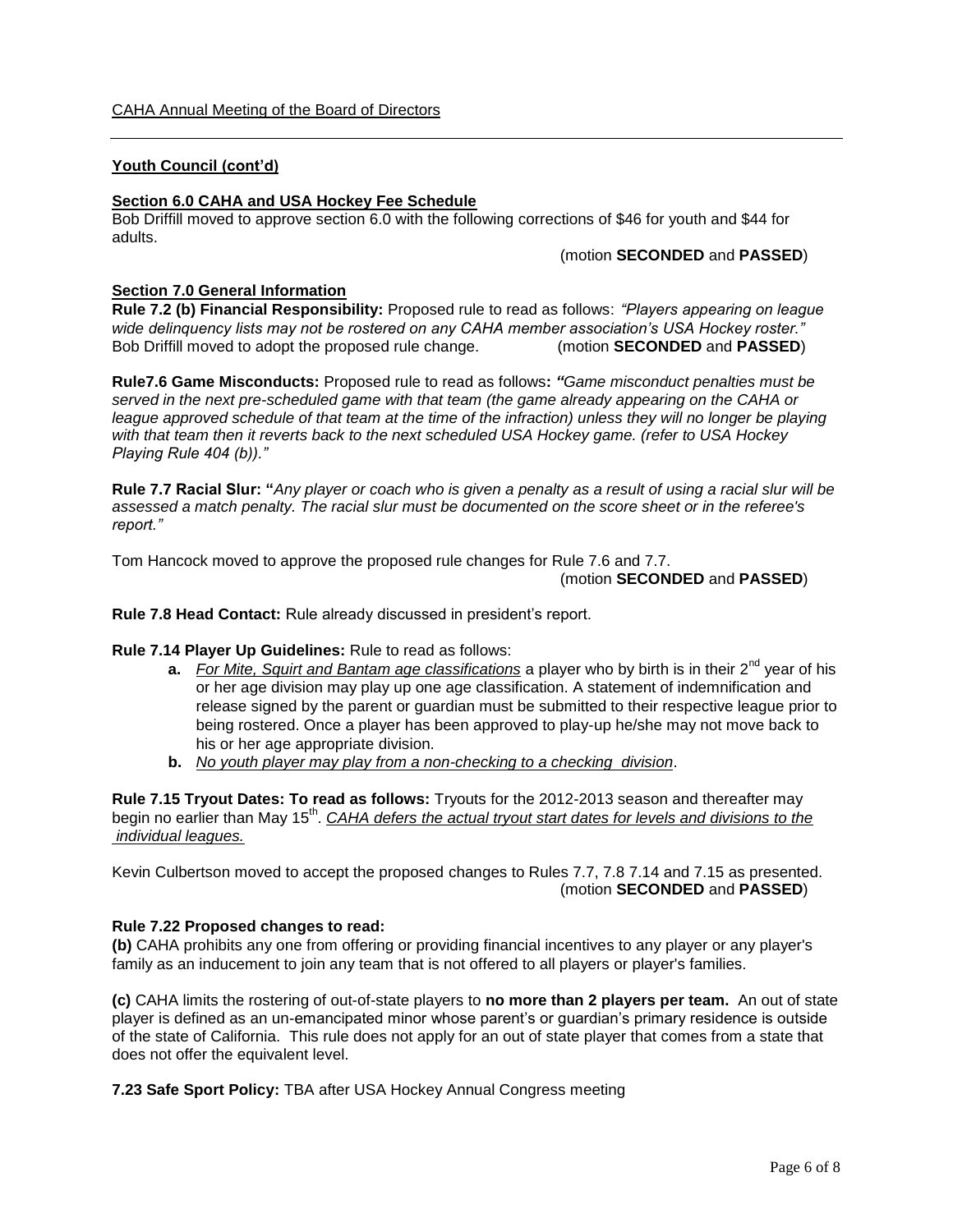CAHA Annual Meeting of the Board of Directors

**Youth Council (cont'd)**

**Section 6.0 CAHA and USA Hockey Fee Schedule**

Bob Driffill moved to approve section 6.0 with the following corrections of $46 for youth and $44 for adults.

(motion **SECONDED** and **PASSED**)

**Section 7.0 General Information**

**Rule 7.2 (b) Financial Responsibility:** Proposed rule to read as follows: *"Players appearing on league wide delinquency lists may not be rostered on any CAHA member association's USA Hockey roster."*
Bob Driffill moved to adopt the proposed rule change. (motion **SECONDED** and **PASSED**)

**Rule7.6 Game Misconducts:** Proposed rule to read as follows**:** *"Game misconduct penalties must be served in the next pre-scheduled game with that team (the game already appearing on the CAHA or league approved schedule of that team at the time of the infraction) unless they will no longer be playing with that team then it reverts back to the next scheduled USA Hockey game. (refer to USA Hockey Playing Rule 404 (b))."*

**Rule 7.7 Racial Slur: "***Any player or coach who is given a penalty as a result of using a racial slur will be assessed a match penalty. The racial slur must be documented on the score sheet or in the referee's report."*

Tom Hancock moved to approve the proposed rule changes for Rule 7.6 and 7.7.

(motion **SECONDED** and **PASSED**)

**Rule 7.8 Head Contact:** Rule already discussed in president's report.

**Rule 7.14 Player Up Guidelines:** Rule to read as follows:

- **a.** *For Mite, Squirt and Bantam age classifications* a player who by birth is in their 2nd year of his or her age division may play up one age classification. A statement of indemnification and release signed by the parent or guardian must be submitted to their respective league prior to being rostered. Once a player has been approved to play-up he/she may not move back to his or her age appropriate division.
- **b.** *No youth player may play from a non-checking to a checking division*.

**Rule 7.15 Tryout Dates: To read as follows:** Tryouts for the 2012-2013 season and thereafter may begin no earlier than May 15th. *CAHA defers the actual tryout start dates for levels and divisions to the individual leagues.*

Kevin Culbertson moved to accept the proposed changes to Rules 7.7, 7.8 7.14 and 7.15 as presented.

(motion **SECONDED** and **PASSED**)

**Rule 7.22 Proposed changes to read:**

**(b)** CAHA prohibits any one from offering or providing financial incentives to any player or any player's family as an inducement to join any team that is not offered to all players or player's families.

**(c)** CAHA limits the rostering of out-of-state players to **no more than 2 players per team.** An out of state player is defined as an un-emancipated minor whose parent's or guardian's primary residence is outside of the state of California. This rule does not apply for an out of state player that comes from a state that does not offer the equivalent level.

**7.23 Safe Sport Policy:** TBA after USA Hockey Annual Congress meeting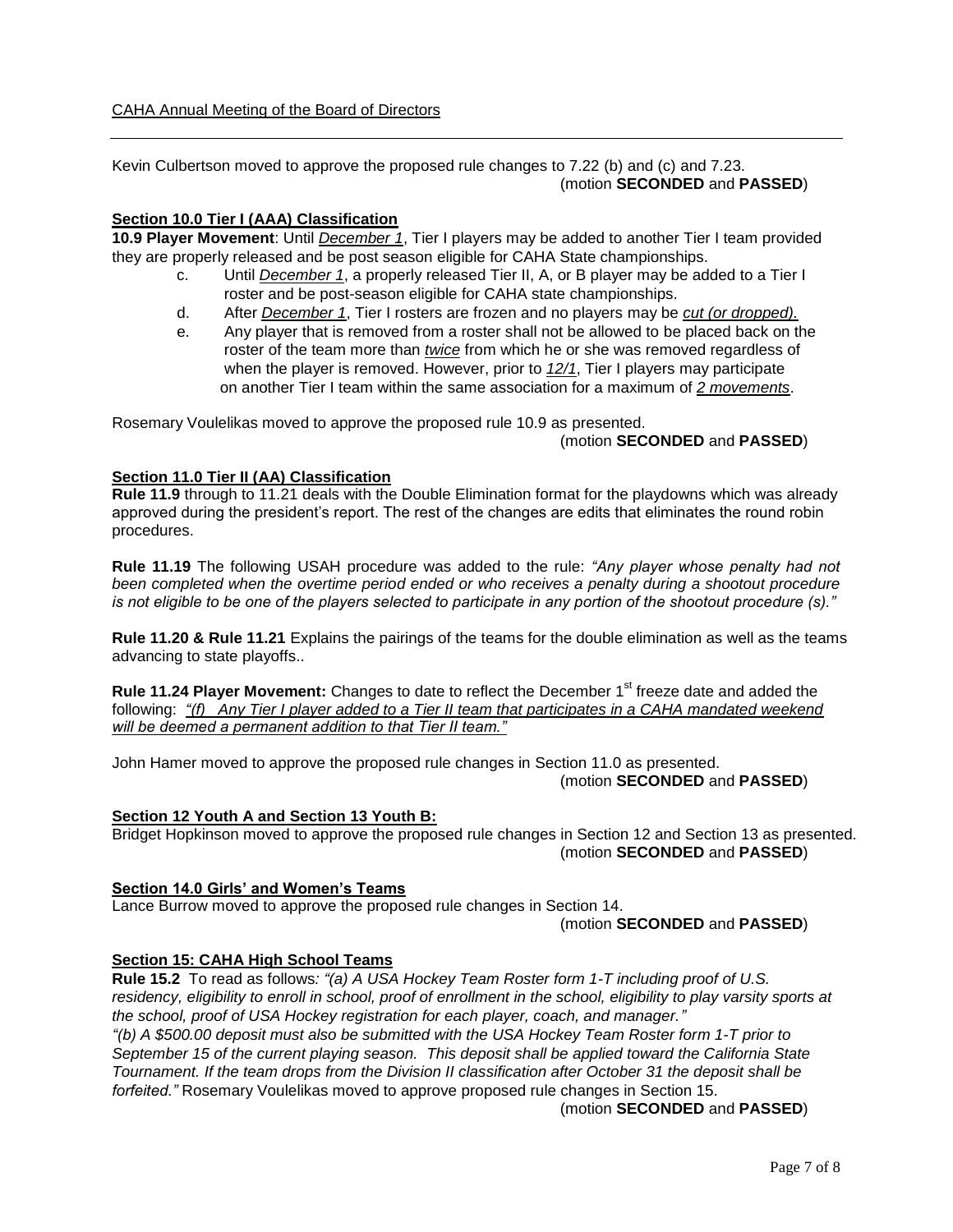Kevin Culbertson moved to approve the proposed rule changes to 7.22 (b) and (c) and 7.23.
(motion **SECONDED** and **PASSED**)

**Section 10.0 Tier I (AAA) Classification**

**10.9 Player Movement**: Until *December 1*, Tier I players may be added to another Tier I team provided they are properly released and be post season eligible for CAHA State championships.

- c. Until *December 1*, a properly released Tier II, A, or B player may be added to a Tier I roster and be post-season eligible for CAHA state championships.
- d. After *December 1*, Tier I rosters are frozen and no players may be *cut (or dropped).*
- e. Any player that is removed from a roster shall not be allowed to be placed back on the roster of the team more than *twice* from which he or she was removed regardless of when the player is removed. However, prior to *12/1*, Tier I players may participate on another Tier I team within the same association for a maximum of *2 movements*.

Rosemary Voulelikas moved to approve the proposed rule 10.9 as presented.
(motion **SECONDED** and **PASSED**)

**Section 11.0 Tier II (AA) Classification**

**Rule 11.9** through to 11.21 deals with the Double Elimination format for the playdowns which was already approved during the president's report. The rest of the changes are edits that eliminates the round robin procedures.

**Rule 11.19** The following USAH procedure was added to the rule: *"Any player whose penalty had not been completed when the overtime period ended or who receives a penalty during a shootout procedure is not eligible to be one of the players selected to participate in any portion of the shootout procedure (s)."*

**Rule 11.20 & Rule 11.21** Explains the pairings of the teams for the double elimination as well as the teams advancing to state playoffs..

**Rule 11.24 Player Movement:** Changes to date to reflect the December 1st freeze date and added the following: *"(f) Any Tier I player added to a Tier II team that participates in a CAHA mandated weekend will be deemed a permanent addition to that Tier II team."*

John Hamer moved to approve the proposed rule changes in Section 11.0 as presented.
(motion **SECONDED** and **PASSED**)

**Section 12 Youth A and Section 13 Youth B:**

Bridget Hopkinson moved to approve the proposed rule changes in Section 12 and Section 13 as presented.
(motion **SECONDED** and **PASSED**)

**Section 14.0 Girls' and Women's Teams**

Lance Burrow moved to approve the proposed rule changes in Section 14.
(motion **SECONDED** and **PASSED**)

**Section 15: CAHA High School Teams**

**Rule 15.2** To read as follows*: "(a) A USA Hockey Team Roster form 1-T including proof of U.S. residency, eligibility to enroll in school, proof of enrollment in the school, eligibility to play varsity sports at the school, proof of USA Hockey registration for each player, coach, and manager."*

*"(b) A $500.00 deposit must also be submitted with the USA Hockey Team Roster form 1-T prior to September 15 of the current playing season. This deposit shall be applied toward the California State Tournament. If the team drops from the Division II classification after October 31 the deposit shall be forfeited."* Rosemary Voulelikas moved to approve proposed rule changes in Section 15.
(motion **SECONDED** and **PASSED**)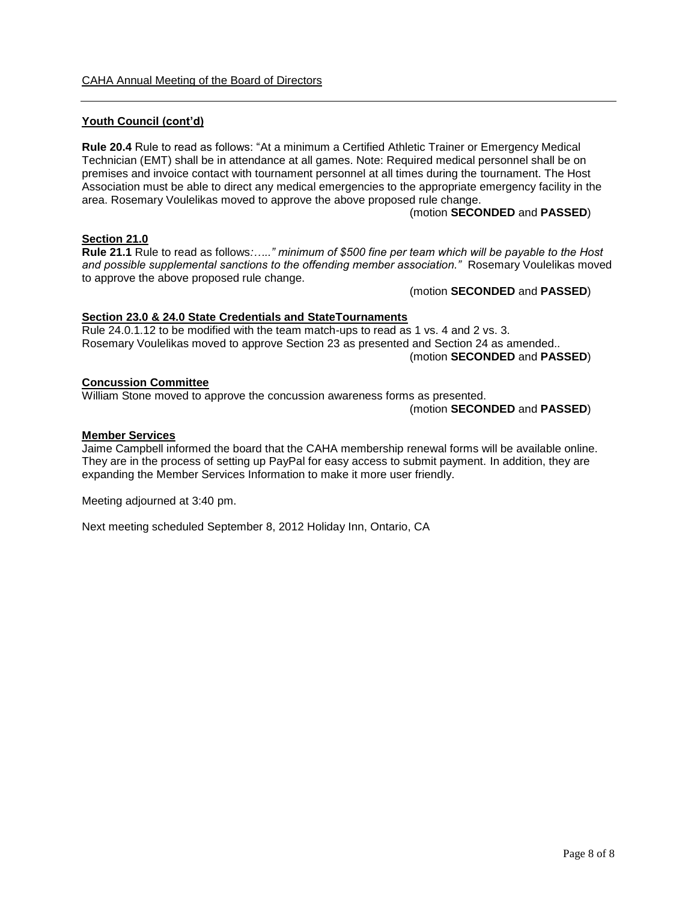**Youth Council (cont'd)**

**Rule 20.4** Rule to read as follows: "At a minimum a Certified Athletic Trainer or Emergency Medical Technician (EMT) shall be in attendance at all games. Note: Required medical personnel shall be on premises and invoice contact with tournament personnel at all times during the tournament. The Host Association must be able to direct any medical emergencies to the appropriate emergency facility in the area. Rosemary Voulelikas moved to approve the above proposed rule change.

(motion **SECONDED** and **PASSED**)

**Section 21.0**

**Rule 21.1** Rule to read as follows*:….." minimum of $500 fine per team which will be payable to the Host and possible supplemental sanctions to the offending member association."* Rosemary Voulelikas moved to approve the above proposed rule change.

(motion **SECONDED** and **PASSED**)

**Section 23.0 & 24.0 State Credentials and StateTournaments**

Rule 24.0.1.12 to be modified with the team match-ups to read as 1 vs. 4 and 2 vs. 3.
Rosemary Voulelikas moved to approve Section 23 as presented and Section 24 as amended..

(motion **SECONDED** and **PASSED**)

**Concussion Committee**

William Stone moved to approve the concussion awareness forms as presented.

(motion **SECONDED** and **PASSED**)

**Member Services**

Jaime Campbell informed the board that the CAHA membership renewal forms will be available online. They are in the process of setting up PayPal for easy access to submit payment. In addition, they are expanding the Member Services Information to make it more user friendly.

Meeting adjourned at 3:40 pm.

Next meeting scheduled September 8, 2012 Holiday Inn, Ontario, CA